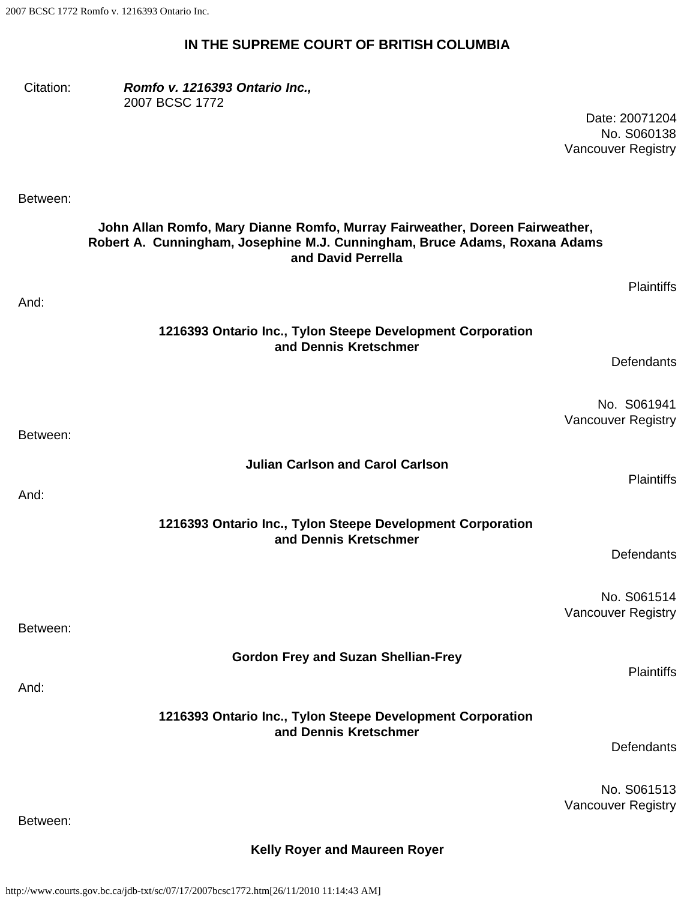**IN THE SUPREME COURT OF BRITISH COLUMBIA**

Citation: ***Romfo v. 1216393 Ontario Inc.,***
2007 BCSC 1772

Date: 20071204
No. S060138
Vancouver Registry

Between:

**John Allan Romfo, Mary Dianne Romfo, Murray Fairweather, Doreen Fairweather, Robert A. Cunningham, Josephine M.J. Cunningham, Bruce Adams, Roxana Adams and David Perrella**

Plaintiffs

And:

**1216393 Ontario Inc., Tylon Steepe Development Corporation and Dennis Kretschmer**

Defendants

No. S061941
Vancouver Registry

Between:

**Julian Carlson and Carol Carlson**

Plaintiffs

And:

**1216393 Ontario Inc., Tylon Steepe Development Corporation and Dennis Kretschmer**

Defendants

No. S061514
Vancouver Registry

Between:

**Gordon Frey and Suzan Shellian-Frey**

Plaintiffs

And:

**1216393 Ontario Inc., Tylon Steepe Development Corporation and Dennis Kretschmer**

Defendants

No. S061513
Vancouver Registry

Between:

**Kelly Royer and Maureen Royer**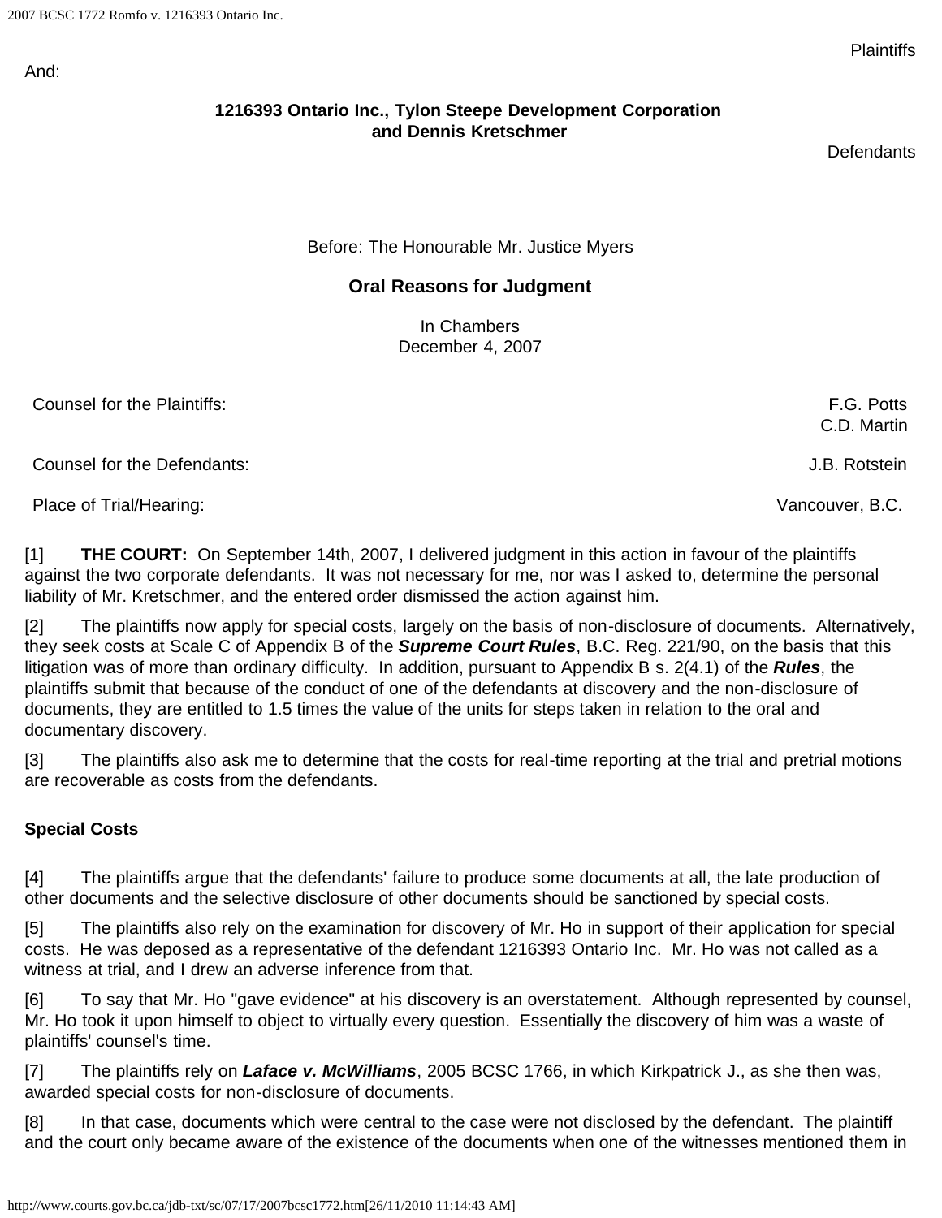Plaintiffs

And:

**1216393 Ontario Inc., Tylon Steepe Development Corporation and Dennis Kretschmer**

Defendants

Before: The Honourable Mr. Justice Myers

## Oral Reasons for Judgment

In Chambers
December 4, 2007

| | |
|---|---|
| Counsel for the Plaintiffs: | F.G. Potts<br>C.D. Martin |
| Counsel for the Defendants: | J.B. Rotstein |
| Place of Trial/Hearing: | Vancouver, B.C. |

[1] **THE COURT:** On September 14th, 2007, I delivered judgment in this action in favour of the plaintiffs against the two corporate defendants. It was not necessary for me, nor was I asked to, determine the personal liability of Mr. Kretschmer, and the entered order dismissed the action against him.

[2] The plaintiffs now apply for special costs, largely on the basis of non-disclosure of documents. Alternatively, they seek costs at Scale C of Appendix B of the ***Supreme Court Rules***, B.C. Reg. 221/90, on the basis that this litigation was of more than ordinary difficulty. In addition, pursuant to Appendix B s. 2(4.1) of the ***Rules***, the plaintiffs submit that because of the conduct of one of the defendants at discovery and the non-disclosure of documents, they are entitled to 1.5 times the value of the units for steps taken in relation to the oral and documentary discovery.

[3] The plaintiffs also ask me to determine that the costs for real-time reporting at the trial and pretrial motions are recoverable as costs from the defendants.

### Special Costs

[4] The plaintiffs argue that the defendants' failure to produce some documents at all, the late production of other documents and the selective disclosure of other documents should be sanctioned by special costs.

[5] The plaintiffs also rely on the examination for discovery of Mr. Ho in support of their application for special costs. He was deposed as a representative of the defendant 1216393 Ontario Inc. Mr. Ho was not called as a witness at trial, and I drew an adverse inference from that.

[6] To say that Mr. Ho "gave evidence" at his discovery is an overstatement. Although represented by counsel, Mr. Ho took it upon himself to object to virtually every question. Essentially the discovery of him was a waste of plaintiffs' counsel's time.

[7] The plaintiffs rely on ***Laface v. McWilliams***, 2005 BCSC 1766, in which Kirkpatrick J., as she then was, awarded special costs for non-disclosure of documents.

[8] In that case, documents which were central to the case were not disclosed by the defendant. The plaintiff and the court only became aware of the existence of the documents when one of the witnesses mentioned them in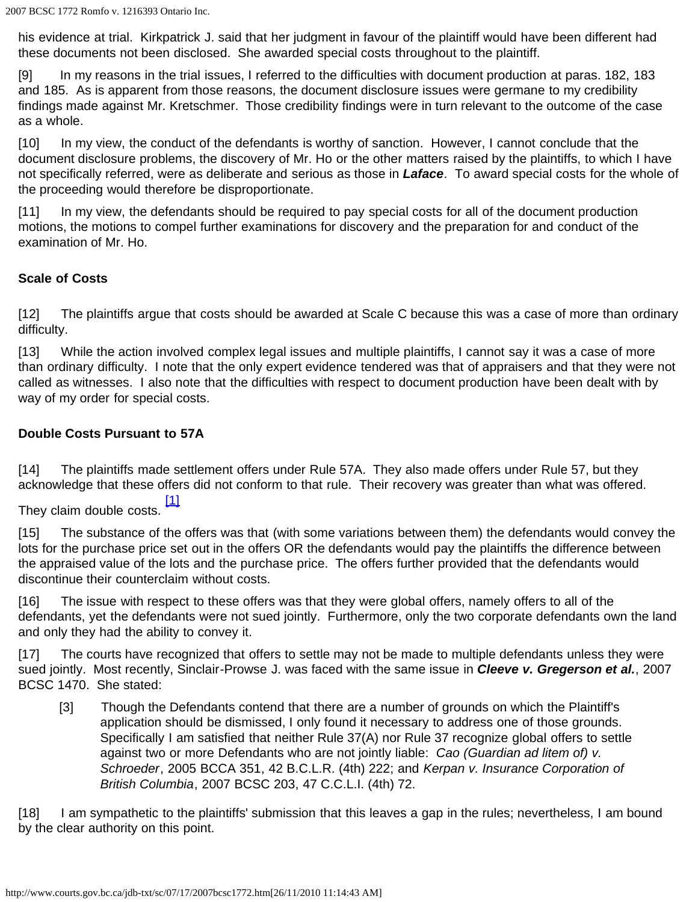his evidence at trial. Kirkpatrick J. said that her judgment in favour of the plaintiff would have been different had these documents not been disclosed. She awarded special costs throughout to the plaintiff.

[9] In my reasons in the trial issues, I referred to the difficulties with document production at paras. 182, 183 and 185. As is apparent from those reasons, the document disclosure issues were germane to my credibility findings made against Mr. Kretschmer. Those credibility findings were in turn relevant to the outcome of the case as a whole.

[10] In my view, the conduct of the defendants is worthy of sanction. However, I cannot conclude that the document disclosure problems, the discovery of Mr. Ho or the other matters raised by the plaintiffs, to which I have not specifically referred, were as deliberate and serious as those in ***Laface***. To award special costs for the whole of the proceeding would therefore be disproportionate.

[11] In my view, the defendants should be required to pay special costs for all of the document production motions, the motions to compel further examinations for discovery and the preparation for and conduct of the examination of Mr. Ho.

**Scale of Costs**

[12] The plaintiffs argue that costs should be awarded at Scale C because this was a case of more than ordinary difficulty.

[13] While the action involved complex legal issues and multiple plaintiffs, I cannot say it was a case of more than ordinary difficulty. I note that the only expert evidence tendered was that of appraisers and that they were not called as witnesses. I also note that the difficulties with respect to document production have been dealt with by way of my order for special costs.

**Double Costs Pursuant to 57A**

[14] The plaintiffs made settlement offers under Rule 57A. They also made offers under Rule 57, but they acknowledge that these offers did not conform to that rule. Their recovery was greater than what was offered. They claim double costs. [1]

[15] The substance of the offers was that (with some variations between them) the defendants would convey the lots for the purchase price set out in the offers OR the defendants would pay the plaintiffs the difference between the appraised value of the lots and the purchase price. The offers further provided that the defendants would discontinue their counterclaim without costs.

[16] The issue with respect to these offers was that they were global offers, namely offers to all of the defendants, yet the defendants were not sued jointly. Furthermore, only the two corporate defendants own the land and only they had the ability to convey it.

[17] The courts have recognized that offers to settle may not be made to multiple defendants unless they were sued jointly. Most recently, Sinclair-Prowse J. was faced with the same issue in ***Cleeve v. Gregerson et al.***, 2007 BCSC 1470. She stated:

> [3] Though the Defendants contend that there are a number of grounds on which the Plaintiff's application should be dismissed, I only found it necessary to address one of those grounds. Specifically I am satisfied that neither Rule 37(A) nor Rule 37 recognize global offers to settle against two or more Defendants who are not jointly liable: *Cao (Guardian ad litem of) v. Schroeder*, 2005 BCCA 351, 42 B.C.L.R. (4th) 222; and *Kerpan v. Insurance Corporation of British Columbia*, 2007 BCSC 203, 47 C.C.L.I. (4th) 72.

[18] I am sympathetic to the plaintiffs' submission that this leaves a gap in the rules; nevertheless, I am bound by the clear authority on this point.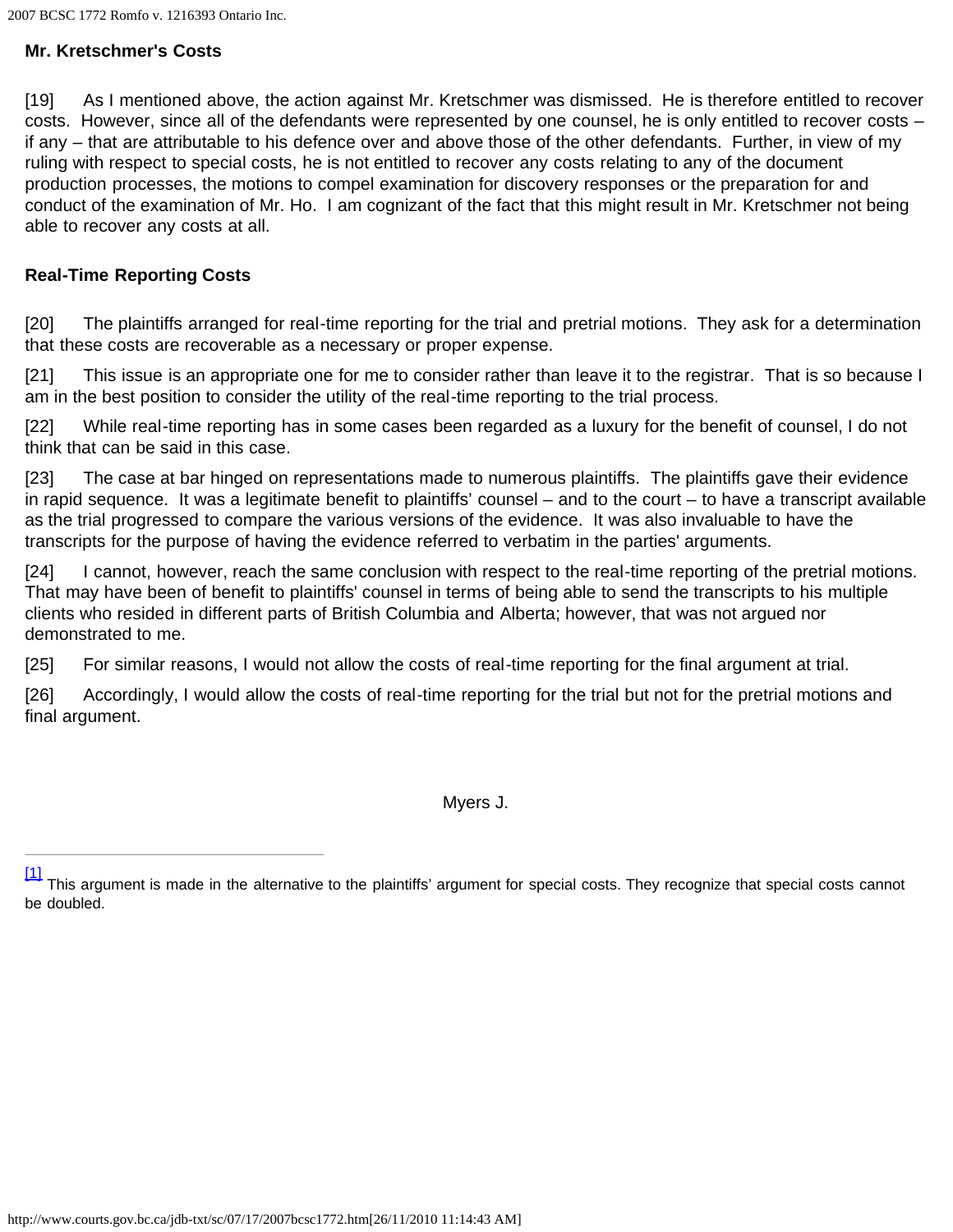**Mr. Kretschmer's Costs**

[19] As I mentioned above, the action against Mr. Kretschmer was dismissed. He is therefore entitled to recover costs. However, since all of the defendants were represented by one counsel, he is only entitled to recover costs – if any – that are attributable to his defence over and above those of the other defendants. Further, in view of my ruling with respect to special costs, he is not entitled to recover any costs relating to any of the document production processes, the motions to compel examination for discovery responses or the preparation for and conduct of the examination of Mr. Ho. I am cognizant of the fact that this might result in Mr. Kretschmer not being able to recover any costs at all.

**Real-Time Reporting Costs**

[20] The plaintiffs arranged for real-time reporting for the trial and pretrial motions. They ask for a determination that these costs are recoverable as a necessary or proper expense.

[21] This issue is an appropriate one for me to consider rather than leave it to the registrar. That is so because I am in the best position to consider the utility of the real-time reporting to the trial process.

[22] While real-time reporting has in some cases been regarded as a luxury for the benefit of counsel, I do not think that can be said in this case.

[23] The case at bar hinged on representations made to numerous plaintiffs. The plaintiffs gave their evidence in rapid sequence. It was a legitimate benefit to plaintiffs' counsel – and to the court – to have a transcript available as the trial progressed to compare the various versions of the evidence. It was also invaluable to have the transcripts for the purpose of having the evidence referred to verbatim in the parties' arguments.

[24] I cannot, however, reach the same conclusion with respect to the real-time reporting of the pretrial motions. That may have been of benefit to plaintiffs' counsel in terms of being able to send the transcripts to his multiple clients who resided in different parts of British Columbia and Alberta; however, that was not argued nor demonstrated to me.

[25] For similar reasons, I would not allow the costs of real-time reporting for the final argument at trial.

[26] Accordingly, I would allow the costs of real-time reporting for the trial but not for the pretrial motions and final argument.

Myers J.

---

[1] This argument is made in the alternative to the plaintiffs' argument for special costs. They recognize that special costs cannot be doubled.